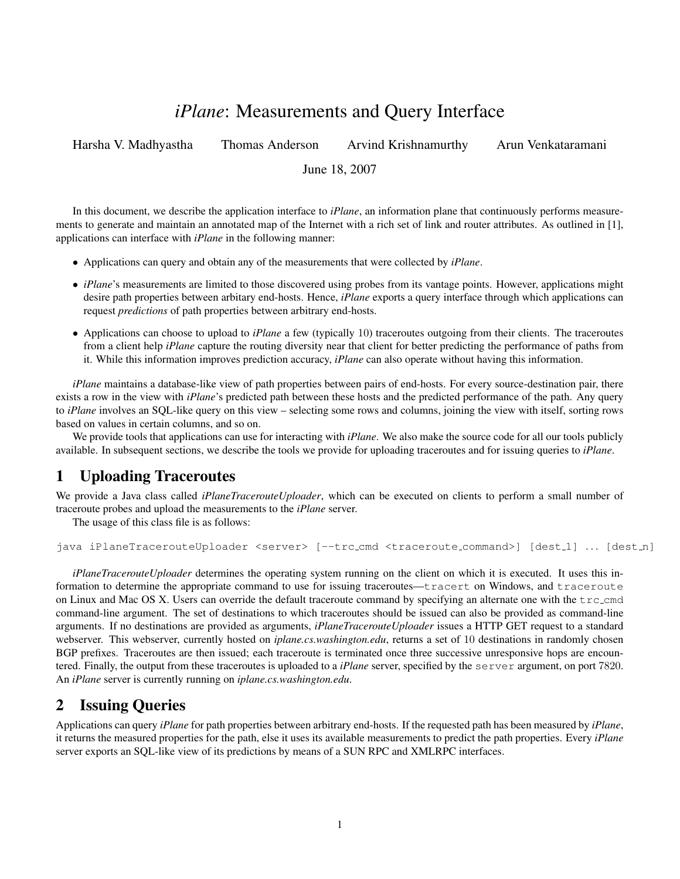// *iPlane*: Measurements and Query Interface

Harsha V. Madhyastha   Thomas Anderson   Arvind Krishnamurthy   Arun Venkataramani

June 18, 2007

In this document, we describe the application interface to *iPlane*, an information plane that continuously performs measurements to generate and maintain an annotated map of the Internet with a rich set of link and router attributes. As outlined in [1], applications can interface with *iPlane* in the following manner:

- Applications can query and obtain any of the measurements that were collected by *iPlane*.
- *iPlane*'s measurements are limited to those discovered using probes from its vantage points. However, applications might desire path properties between arbitary end-hosts. Hence, *iPlane* exports a query interface through which applications can request *predictions* of path properties between arbitrary end-hosts.
- Applications can choose to upload to *iPlane* a few (typically 10) traceroutes outgoing from their clients. The traceroutes from a client help *iPlane* capture the routing diversity near that client for better predicting the performance of paths from it. While this information improves prediction accuracy, *iPlane* can also operate without having this information.

*iPlane* maintains a database-like view of path properties between pairs of end-hosts. For every source-destination pair, there exists a row in the view with *iPlane*'s predicted path between these hosts and the predicted performance of the path. Any query to *iPlane* involves an SQL-like query on this view – selecting some rows and columns, joining the view with itself, sorting rows based on values in certain columns, and so on.

We provide tools that applications can use for interacting with *iPlane*. We also make the source code for all our tools publicly available. In subsequent sections, we describe the tools we provide for uploading traceroutes and for issuing queries to *iPlane*.

## 1 Uploading Traceroutes

We provide a Java class called *iPlaneTracerouteUploader*, which can be executed on clients to perform a small number of traceroute probes and upload the measurements to the *iPlane* server.

The usage of this class file is as follows:

```
java iPlaneTracerouteUploader <server> [--trc_cmd <traceroute_command>] [dest_1] ... [dest_n]
```

*iPlaneTracerouteUploader* determines the operating system running on the client on which it is executed. It uses this information to determine the appropriate command to use for issuing traceroutes—`tracert` on Windows, and `traceroute` on Linux and Mac OS X. Users can override the default traceroute command by specifying an alternate one with the `trc_cmd` command-line argument. The set of destinations to which traceroutes should be issued can also be provided as command-line arguments. If no destinations are provided as arguments, *iPlaneTracerouteUploader* issues a HTTP GET request to a standard webserver. This webserver, currently hosted on *iplane.cs.washington.edu*, returns a set of 10 destinations in randomly chosen BGP prefixes. Traceroutes are then issued; each traceroute is terminated once three successive unresponsive hops are encountered. Finally, the output from these traceroutes is uploaded to a *iPlane* server, specified by the `server` argument, on port 7820. An *iPlane* server is currently running on *iplane.cs.washington.edu*.

## 2 Issuing Queries

Applications can query *iPlane* for path properties between arbitrary end-hosts. If the requested path has been measured by *iPlane*, it returns the measured properties for the path, else it uses its available measurements to predict the path properties. Every *iPlane* server exports an SQL-like view of its predictions by means of a SUN RPC and XMLRPC interfaces.

# *iPlane*: Measurements and Query Interface

Harsha V. Madhyastha   Thomas Anderson   Arvind Krishnamurthy   Arun Venkataramani

June 18, 2007

In this document, we describe the application interface to *iPlane*, an information plane that continuously performs measurements to generate and maintain an annotated map of the Internet with a rich set of link and router attributes. As outlined in [1], applications can interface with *iPlane* in the following manner:

- Applications can query and obtain any of the measurements that were collected by *iPlane*.
- *iPlane*'s measurements are limited to those discovered using probes from its vantage points. However, applications might desire path properties between arbitary end-hosts. Hence, *iPlane* exports a query interface through which applications can request *predictions* of path properties between arbitrary end-hosts.
- Applications can choose to upload to *iPlane* a few (typically 10) traceroutes outgoing from their clients. The traceroutes from a client help *iPlane* capture the routing diversity near that client for better predicting the performance of paths from it. While this information improves prediction accuracy, *iPlane* can also operate without having this information.

*iPlane* maintains a database-like view of path properties between pairs of end-hosts. For every source-destination pair, there exists a row in the view with *iPlane*'s predicted path between these hosts and the predicted performance of the path. Any query to *iPlane* involves an SQL-like query on this view – selecting some rows and columns, joining the view with itself, sorting rows based on values in certain columns, and so on.

We provide tools that applications can use for interacting with *iPlane*. We also make the source code for all our tools publicly available. In subsequent sections, we describe the tools we provide for uploading traceroutes and for issuing queries to *iPlane*.

## 1 Uploading Traceroutes

We provide a Java class called *iPlaneTracerouteUploader*, which can be executed on clients to perform a small number of traceroute probes and upload the measurements to the *iPlane* server.

The usage of this class file is as follows:

```
java iPlaneTracerouteUploader <server> [--trc_cmd <traceroute_command>] [dest_1] ... [dest_n]
```

*iPlaneTracerouteUploader* determines the operating system running on the client on which it is executed. It uses this information to determine the appropriate command to use for issuing traceroutes—`tracert` on Windows, and `traceroute` on Linux and Mac OS X. Users can override the default traceroute command by specifying an alternate one with the `trc_cmd` command-line argument. The set of destinations to which traceroutes should be issued can also be provided as command-line arguments. If no destinations are provided as arguments, *iPlaneTracerouteUploader* issues a HTTP GET request to a standard webserver. This webserver, currently hosted on *iplane.cs.washington.edu*, returns a set of 10 destinations in randomly chosen BGP prefixes. Traceroutes are then issued; each traceroute is terminated once three successive unresponsive hops are encountered. Finally, the output from these traceroutes is uploaded to a *iPlane* server, specified by the `server` argument, on port 7820. An *iPlane* server is currently running on *iplane.cs.washington.edu*.

## 2 Issuing Queries

Applications can query *iPlane* for path properties between arbitrary end-hosts. If the requested path has been measured by *iPlane*, it returns the measured properties for the path, else it uses its available measurements to predict the path properties. Every *iPlane* server exports an SQL-like view of its predictions by means of a SUN RPC and XMLRPC interfaces.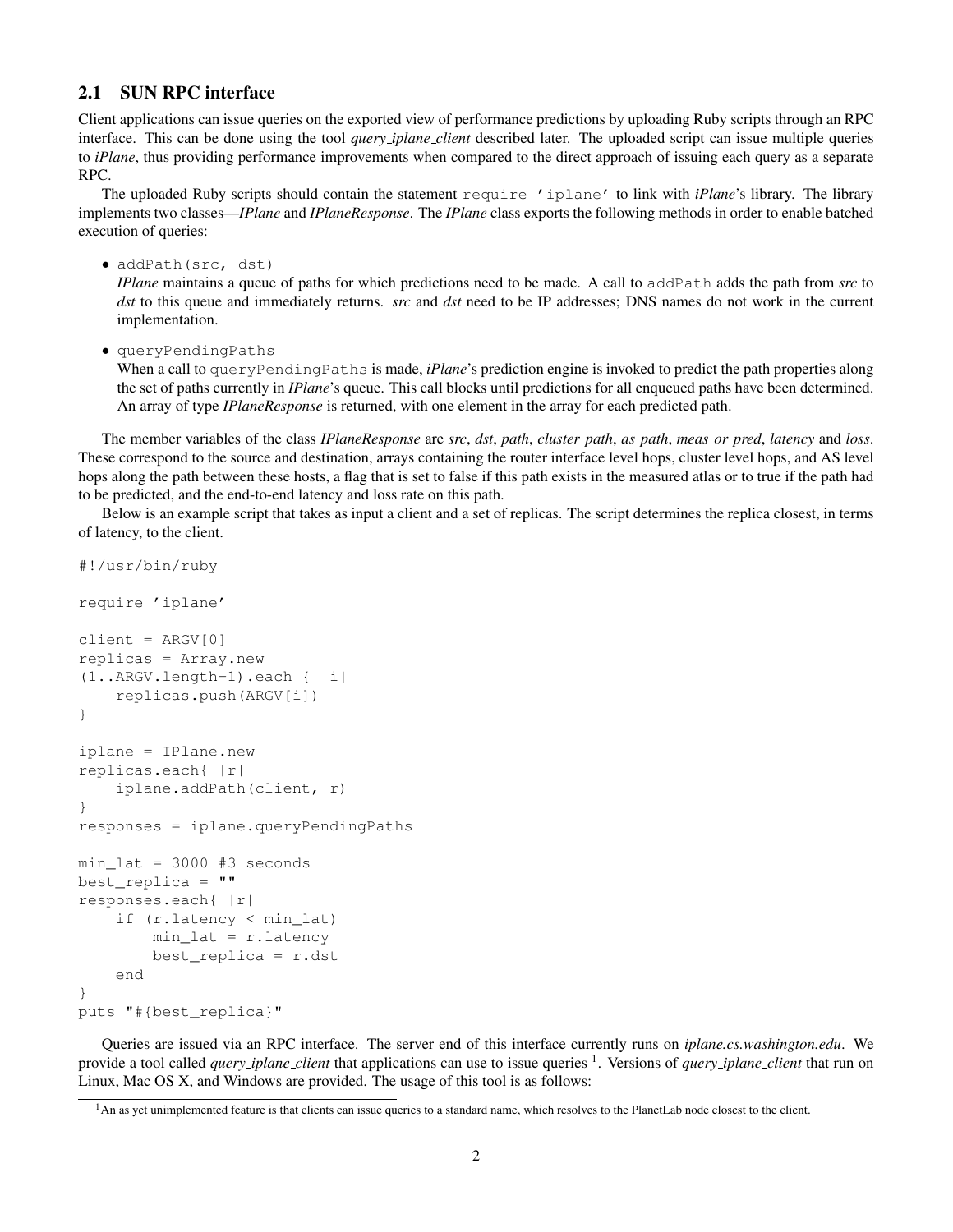## 2.1 SUN RPC interface

Client applications can issue queries on the exported view of performance predictions by uploading Ruby scripts through an RPC interface. This can be done using the tool *query_iplane_client* described later. The uploaded script can issue multiple queries to *iPlane*, thus providing performance improvements when compared to the direct approach of issuing each query as a separate RPC.

The uploaded Ruby scripts should contain the statement `require 'iplane'` to link with *iPlane*'s library. The library implements two classes—*IPlane* and *IPlaneResponse*. The *IPlane* class exports the following methods in order to enable batched execution of queries:

- `addPath(src, dst)`
  *IPlane* maintains a queue of paths for which predictions need to be made. A call to `addPath` adds the path from *src* to *dst* to this queue and immediately returns. *src* and *dst* need to be IP addresses; DNS names do not work in the current implementation.
- `queryPendingPaths`
  When a call to `queryPendingPaths` is made, *iPlane*'s prediction engine is invoked to predict the path properties along the set of paths currently in *IPlane*'s queue. This call blocks until predictions for all enqueued paths have been determined. An array of type *IPlaneResponse* is returned, with one element in the array for each predicted path.

The member variables of the class *IPlaneResponse* are *src*, *dst*, *path*, *cluster_path*, *as_path*, *meas_or_pred*, *latency* and *loss*. These correspond to the source and destination, arrays containing the router interface level hops, cluster level hops, and AS level hops along the path between these hosts, a flag that is set to false if this path exists in the measured atlas or to true if the path had to be predicted, and the end-to-end latency and loss rate on this path.

Below is an example script that takes as input a client and a set of replicas. The script determines the replica closest, in terms of latency, to the client.

```ruby
#!/usr/bin/ruby

require 'iplane'

client = ARGV[0]
replicas = Array.new
(1..ARGV.length-1).each { |i|
    replicas.push(ARGV[i])
}

iplane = IPlane.new
replicas.each{ |r|
    iplane.addPath(client, r)
}
responses = iplane.queryPendingPaths

min_lat = 3000 #3 seconds
best_replica = ""
responses.each{ |r|
    if (r.latency < min_lat)
        min_lat = r.latency
        best_replica = r.dst
    end
}
puts "#{best_replica}"
```

Queries are issued via an RPC interface. The server end of this interface currently runs on *iplane.cs.washington.edu*. We provide a tool called *query_iplane_client* that applications can use to issue queries [1]. Versions of *query_iplane_client* that run on Linux, Mac OS X, and Windows are provided. The usage of this tool is as follows:

[1] An as yet unimplemented feature is that clients can issue queries to a standard name, which resolves to the PlanetLab node closest to the client.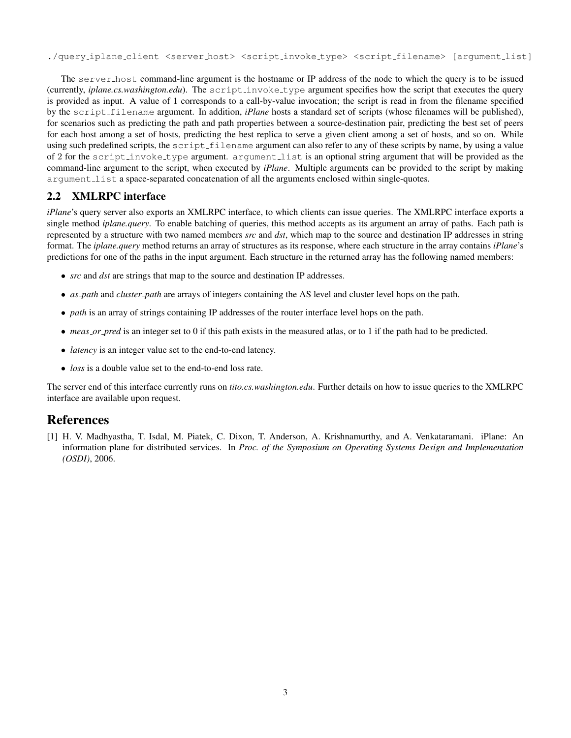```
./query_iplane_client <server_host> <script_invoke_type> <script_filename> [argument_list]
```

The `server_host` command-line argument is the hostname or IP address of the node to which the query is to be issued (currently, *iplane.cs.washington.edu*). The `script_invoke_type` argument specifies how the script that executes the query is provided as input. A value of 1 corresponds to a call-by-value invocation; the script is read in from the filename specified by the `script_filename` argument. In addition, *iPlane* hosts a standard set of scripts (whose filenames will be published), for scenarios such as predicting the path and path properties between a source-destination pair, predicting the best set of peers for each host among a set of hosts, predicting the best replica to serve a given client among a set of hosts, and so on. While using such predefined scripts, the `script_filename` argument can also refer to any of these scripts by name, by using a value of 2 for the `script_invoke_type` argument. `argument_list` is an optional string argument that will be provided as the command-line argument to the script, when executed by *iPlane*. Multiple arguments can be provided to the script by making `argument_list` a space-separated concatenation of all the arguments enclosed within single-quotes.

## 2.2 XMLRPC interface

*iPlane*'s query server also exports an XMLRPC interface, to which clients can issue queries. The XMLRPC interface exports a single method *iplane.query*. To enable batching of queries, this method accepts as its argument an array of paths. Each path is represented by a structure with two named members *src* and *dst*, which map to the source and destination IP addresses in string format. The *iplane.query* method returns an array of structures as its response, where each structure in the array contains *iPlane*'s predictions for one of the paths in the input argument. Each structure in the returned array has the following named members:

- *src* and *dst* are strings that map to the source and destination IP addresses.
- *as_path* and *cluster_path* are arrays of integers containing the AS level and cluster level hops on the path.
- *path* is an array of strings containing IP addresses of the router interface level hops on the path.
- *meas_or_pred* is an integer set to 0 if this path exists in the measured atlas, or to 1 if the path had to be predicted.
- *latency* is an integer value set to the end-to-end latency.
- *loss* is a double value set to the end-to-end loss rate.

The server end of this interface currently runs on *tito.cs.washington.edu*. Further details on how to issue queries to the XMLRPC interface are available upon request.

# References

[1] H. V. Madhyastha, T. Isdal, M. Piatek, C. Dixon, T. Anderson, A. Krishnamurthy, and A. Venkataramani. iPlane: An information plane for distributed services. In *Proc. of the Symposium on Operating Systems Design and Implementation (OSDI)*, 2006.